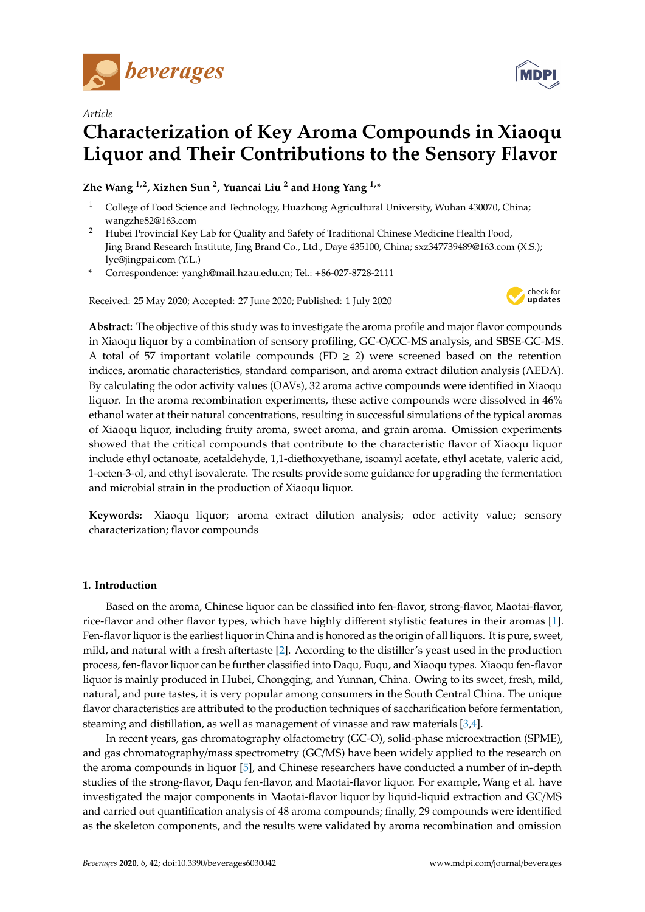*Article*

# Characterization of Key Aroma Compounds in Xiaoqu Liquor and Their Contributions to the Sensory Flavor

**Zhe Wang [1,2], Xizhen Sun [2], Yuancai Liu [2] and Hong Yang [1,*]**

1 College of Food Science and Technology, Huazhong Agricultural University, Wuhan 430070, China; wangzhe82@163.com

2 Hubei Provincial Key Lab for Quality and Safety of Traditional Chinese Medicine Health Food, Jing Brand Research Institute, Jing Brand Co., Ltd., Daye 435100, China; sxz347739489@163.com (X.S.); lyc@jingpai.com (Y.L.)

\* Correspondence: yangh@mail.hzau.edu.cn; Tel.: +86-027-8728-2111

Received: 25 May 2020; Accepted: 27 June 2020; Published: 1 July 2020

**Abstract:** The objective of this study was to investigate the aroma profile and major flavor compounds in Xiaoqu liquor by a combination of sensory profiling, GC-O/GC-MS analysis, and SBSE-GC-MS. A total of 57 important volatile compounds (FD $\geq$ 2) were screened based on the retention indices, aromatic characteristics, standard comparison, and aroma extract dilution analysis (AEDA). By calculating the odor activity values (OAVs), 32 aroma active compounds were identified in Xiaoqu liquor. In the aroma recombination experiments, these active compounds were dissolved in 46% ethanol water at their natural concentrations, resulting in successful simulations of the typical aromas of Xiaoqu liquor, including fruity aroma, sweet aroma, and grain aroma. Omission experiments showed that the critical compounds that contribute to the characteristic flavor of Xiaoqu liquor include ethyl octanoate, acetaldehyde, 1,1-diethoxyethane, isoamyl acetate, ethyl acetate, valeric acid, 1-octen-3-ol, and ethyl isovalerate. The results provide some guidance for upgrading the fermentation and microbial strain in the production of Xiaoqu liquor.

**Keywords:** Xiaoqu liquor; aroma extract dilution analysis; odor activity value; sensory characterization; flavor compounds

## 1. Introduction

Based on the aroma, Chinese liquor can be classified into fen-flavor, strong-flavor, Maotai-flavor, rice-flavor and other flavor types, which have highly different stylistic features in their aromas [1]. Fen-flavor liquor is the earliest liquor in China and is honored as the origin of all liquors. It is pure, sweet, mild, and natural with a fresh aftertaste [2]. According to the distiller's yeast used in the production process, fen-flavor liquor can be further classified into Daqu, Fuqu, and Xiaoqu types. Xiaoqu fen-flavor liquor is mainly produced in Hubei, Chongqing, and Yunnan, China. Owing to its sweet, fresh, mild, natural, and pure tastes, it is very popular among consumers in the South Central China. The unique flavor characteristics are attributed to the production techniques of saccharification before fermentation, steaming and distillation, as well as management of vinasse and raw materials [3,4].

In recent years, gas chromatography olfactometry (GC-O), solid-phase microextraction (SPME), and gas chromatography/mass spectrometry (GC/MS) have been widely applied to the research on the aroma compounds in liquor [5], and Chinese researchers have conducted a number of in-depth studies of the strong-flavor, Daqu fen-flavor, and Maotai-flavor liquor. For example, Wang et al. have investigated the major components in Maotai-flavor liquor by liquid-liquid extraction and GC/MS and carried out quantification analysis of 48 aroma compounds; finally, 29 compounds were identified as the skeleton components, and the results were validated by aroma recombination and omission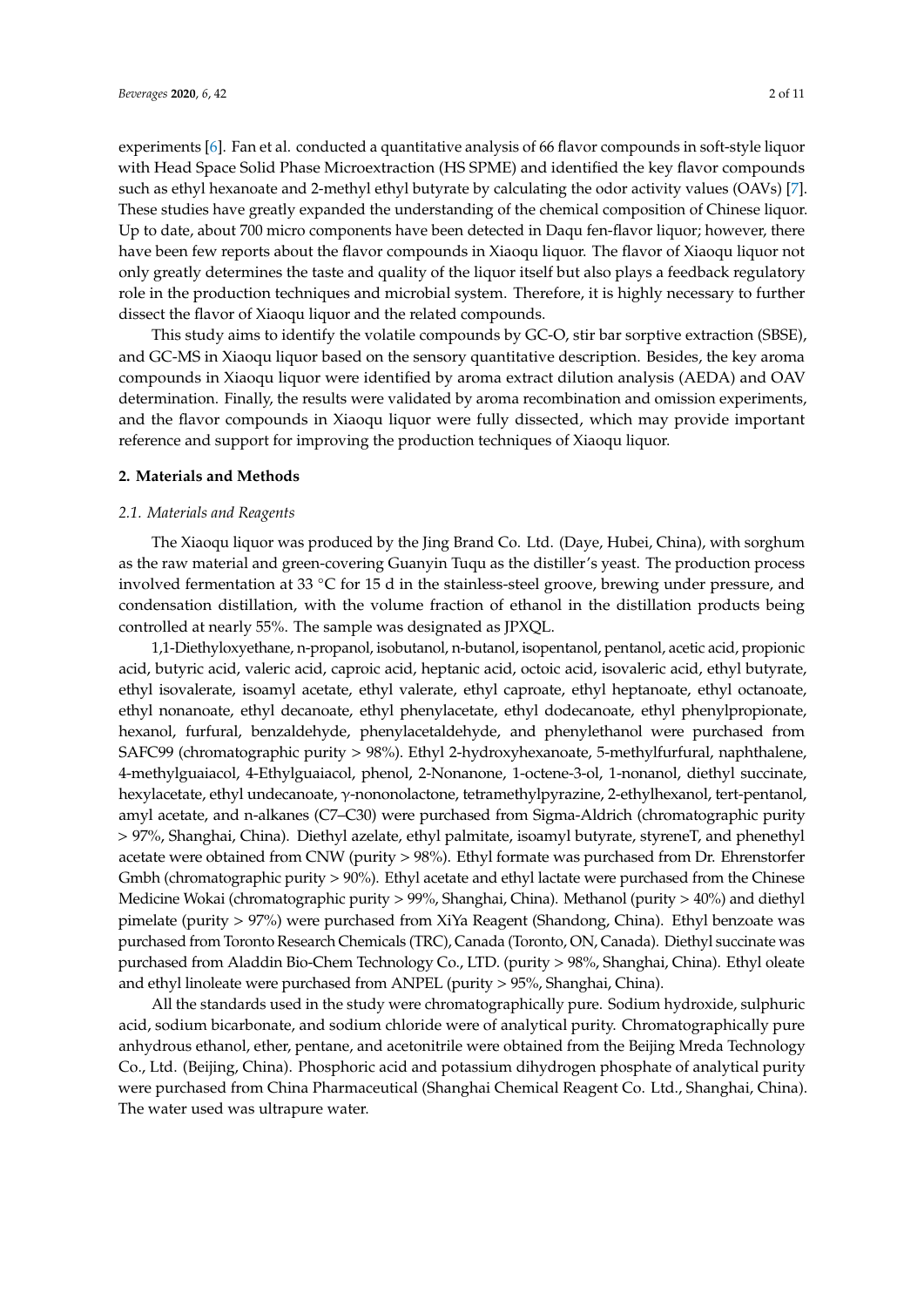experiments [6]. Fan et al. conducted a quantitative analysis of 66 flavor compounds in soft-style liquor with Head Space Solid Phase Microextraction (HS SPME) and identified the key flavor compounds such as ethyl hexanoate and 2-methyl ethyl butyrate by calculating the odor activity values (OAVs) [7]. These studies have greatly expanded the understanding of the chemical composition of Chinese liquor. Up to date, about 700 micro components have been detected in Daqu fen-flavor liquor; however, there have been few reports about the flavor compounds in Xiaoqu liquor. The flavor of Xiaoqu liquor not only greatly determines the taste and quality of the liquor itself but also plays a feedback regulatory role in the production techniques and microbial system. Therefore, it is highly necessary to further dissect the flavor of Xiaoqu liquor and the related compounds.

This study aims to identify the volatile compounds by GC-O, stir bar sorptive extraction (SBSE), and GC-MS in Xiaoqu liquor based on the sensory quantitative description. Besides, the key aroma compounds in Xiaoqu liquor were identified by aroma extract dilution analysis (AEDA) and OAV determination. Finally, the results were validated by aroma recombination and omission experiments, and the flavor compounds in Xiaoqu liquor were fully dissected, which may provide important reference and support for improving the production techniques of Xiaoqu liquor.

## 2. Materials and Methods

### *2.1. Materials and Reagents*

The Xiaoqu liquor was produced by the Jing Brand Co. Ltd. (Daye, Hubei, China), with sorghum as the raw material and green-covering Guanyin Tuqu as the distiller's yeast. The production process involved fermentation at 33 °C for 15 d in the stainless-steel groove, brewing under pressure, and condensation distillation, with the volume fraction of ethanol in the distillation products being controlled at nearly 55%. The sample was designated as JPXQL.

1,1-Diethyloxyethane, n-propanol, isobutanol, n-butanol, isopentanol, pentanol, acetic acid, propionic acid, butyric acid, valeric acid, caproic acid, heptanic acid, octoic acid, isovaleric acid, ethyl butyrate, ethyl isovalerate, isoamyl acetate, ethyl valerate, ethyl caproate, ethyl heptanoate, ethyl octanoate, ethyl nonanoate, ethyl decanoate, ethyl phenylacetate, ethyl dodecanoate, ethyl phenylpropionate, hexanol, furfural, benzaldehyde, phenylacetaldehyde, and phenylethanol were purchased from SAFC99 (chromatographic purity > 98%). Ethyl 2-hydroxyhexanoate, 5-methylfurfural, naphthalene, 4-methylguaiacol, 4-Ethylguaiacol, phenol, 2-Nonanone, 1-octene-3-ol, 1-nonanol, diethyl succinate, hexylacetate, ethyl undecanoate, γ-nononolactone, tetramethylpyrazine, 2-ethylhexanol, tert-pentanol, amyl acetate, and n-alkanes (C7–C30) were purchased from Sigma-Aldrich (chromatographic purity > 97%, Shanghai, China). Diethyl azelate, ethyl palmitate, isoamyl butyrate, styreneT, and phenethyl acetate were obtained from CNW (purity > 98%). Ethyl formate was purchased from Dr. Ehrenstorfer Gmbh (chromatographic purity > 90%). Ethyl acetate and ethyl lactate were purchased from the Chinese Medicine Wokai (chromatographic purity > 99%, Shanghai, China). Methanol (purity > 40%) and diethyl pimelate (purity > 97%) were purchased from XiYa Reagent (Shandong, China). Ethyl benzoate was purchased from Toronto Research Chemicals (TRC), Canada (Toronto, ON, Canada). Diethyl succinate was purchased from Aladdin Bio-Chem Technology Co., LTD. (purity > 98%, Shanghai, China). Ethyl oleate and ethyl linoleate were purchased from ANPEL (purity > 95%, Shanghai, China).

All the standards used in the study were chromatographically pure. Sodium hydroxide, sulphuric acid, sodium bicarbonate, and sodium chloride were of analytical purity. Chromatographically pure anhydrous ethanol, ether, pentane, and acetonitrile were obtained from the Beijing Mreda Technology Co., Ltd. (Beijing, China). Phosphoric acid and potassium dihydrogen phosphate of analytical purity were purchased from China Pharmaceutical (Shanghai Chemical Reagent Co. Ltd., Shanghai, China). The water used was ultrapure water.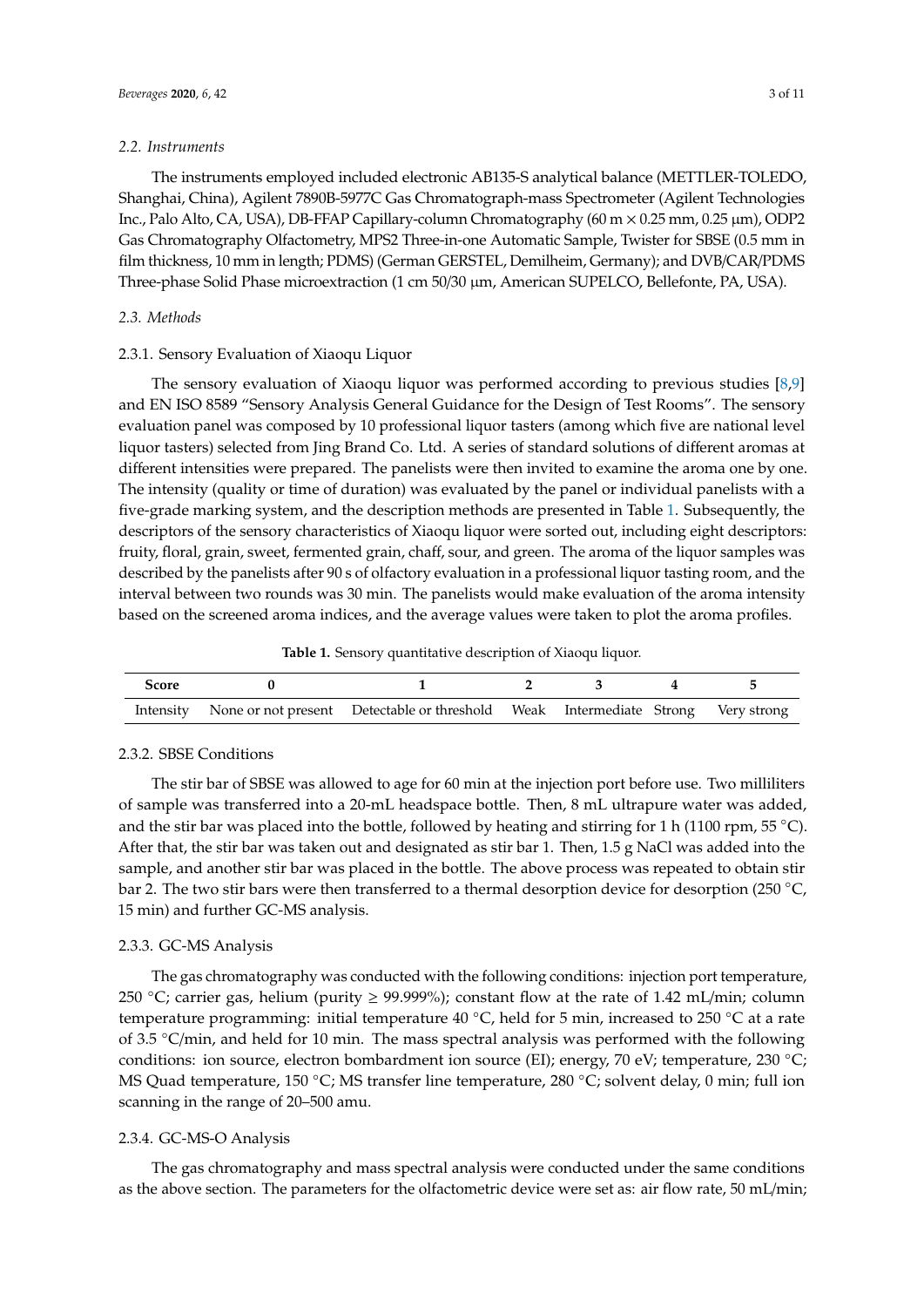### 2.2. Instruments

The instruments employed included electronic AB135-S analytical balance (METTLER-TOLEDO, Shanghai, China), Agilent 7890B-5977C Gas Chromatograph-mass Spectrometer (Agilent Technologies Inc., Palo Alto, CA, USA), DB-FFAP Capillary-column Chromatography (60 m × 0.25 mm, 0.25 μm), ODP2 Gas Chromatography Olfactometry, MPS2 Three-in-one Automatic Sample, Twister for SBSE (0.5 mm in film thickness, 10 mm in length; PDMS) (German GERSTEL, Demilheim, Germany); and DVB/CAR/PDMS Three-phase Solid Phase microextraction (1 cm 50/30 μm, American SUPELCO, Bellefonte, PA, USA).

### 2.3. Methods

#### 2.3.1. Sensory Evaluation of Xiaoqu Liquor

The sensory evaluation of Xiaoqu liquor was performed according to previous studies [8,9] and EN ISO 8589 "Sensory Analysis General Guidance for the Design of Test Rooms". The sensory evaluation panel was composed by 10 professional liquor tasters (among which five are national level liquor tasters) selected from Jing Brand Co. Ltd. A series of standard solutions of different aromas at different intensities were prepared. The panelists were then invited to examine the aroma one by one. The intensity (quality or time of duration) was evaluated by the panel or individual panelists with a five-grade marking system, and the description methods are presented in Table 1. Subsequently, the descriptors of the sensory characteristics of Xiaoqu liquor were sorted out, including eight descriptors: fruity, floral, grain, sweet, fermented grain, chaff, sour, and green. The aroma of the liquor samples was described by the panelists after 90 s of olfactory evaluation in a professional liquor tasting room, and the interval between two rounds was 30 min. The panelists would make evaluation of the aroma intensity based on the screened aroma indices, and the average values were taken to plot the aroma profiles.

**Table 1.** Sensory quantitative description of Xiaoqu liquor.

| Score | 0 | 1 | 2 | 3 | 4 | 5 |
|---|---|---|---|---|---|---|
| Intensity | None or not present | Detectable or threshold | Weak | Intermediate | Strong | Very strong |

#### 2.3.2. SBSE Conditions

The stir bar of SBSE was allowed to age for 60 min at the injection port before use. Two milliliters of sample was transferred into a 20-mL headspace bottle. Then, 8 mL ultrapure water was added, and the stir bar was placed into the bottle, followed by heating and stirring for 1 h (1100 rpm, 55 °C). After that, the stir bar was taken out and designated as stir bar 1. Then, 1.5 g NaCl was added into the sample, and another stir bar was placed in the bottle. The above process was repeated to obtain stir bar 2. The two stir bars were then transferred to a thermal desorption device for desorption (250 °C, 15 min) and further GC-MS analysis.

#### 2.3.3. GC-MS Analysis

The gas chromatography was conducted with the following conditions: injection port temperature, 250 °C; carrier gas, helium (purity ≥ 99.999%); constant flow at the rate of 1.42 mL/min; column temperature programming: initial temperature 40 °C, held for 5 min, increased to 250 °C at a rate of 3.5 °C/min, and held for 10 min. The mass spectral analysis was performed with the following conditions: ion source, electron bombardment ion source (EI); energy, 70 eV; temperature, 230 °C; MS Quad temperature, 150 °C; MS transfer line temperature, 280 °C; solvent delay, 0 min; full ion scanning in the range of 20–500 amu.

#### 2.3.4. GC-MS-O Analysis

The gas chromatography and mass spectral analysis were conducted under the same conditions as the above section. The parameters for the olfactometric device were set as: air flow rate, 50 mL/min;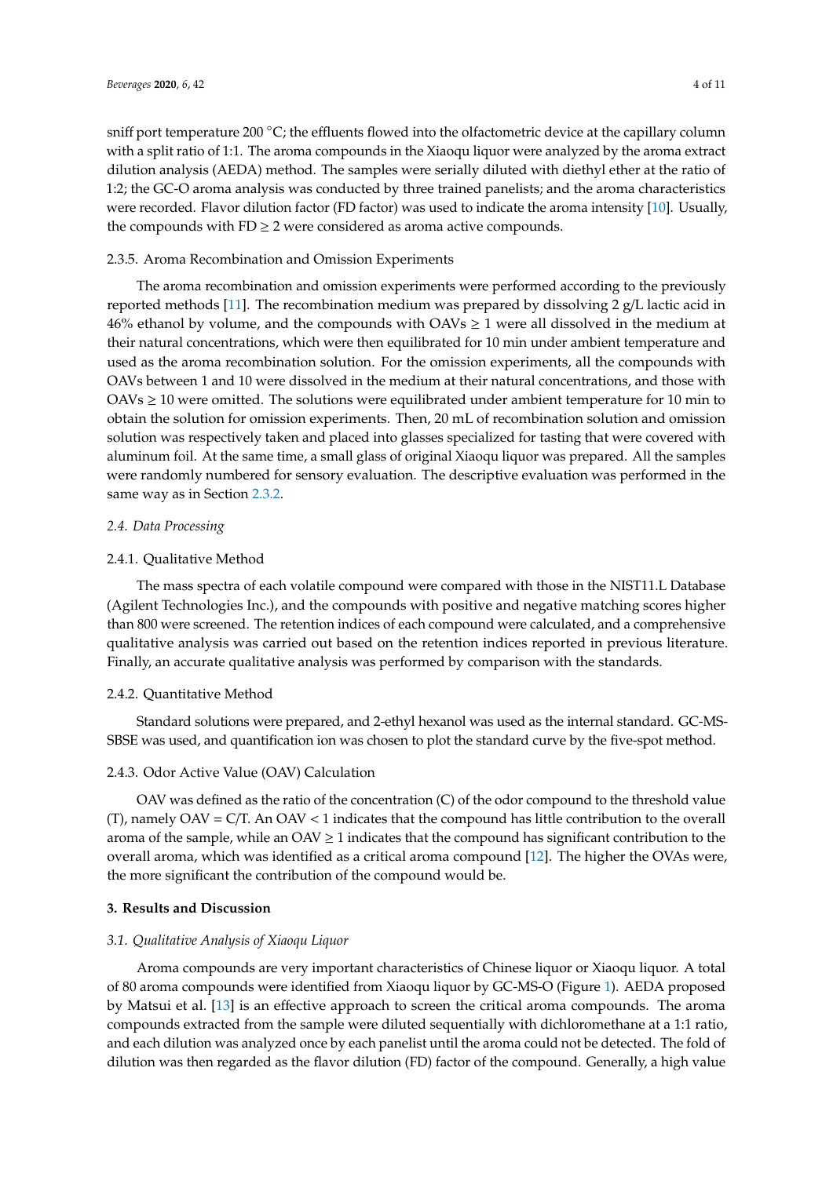sniff port temperature 200 °C; the effluents flowed into the olfactometric device at the capillary column with a split ratio of 1:1. The aroma compounds in the Xiaoqu liquor were analyzed by the aroma extract dilution analysis (AEDA) method. The samples were serially diluted with diethyl ether at the ratio of 1:2; the GC-O aroma analysis was conducted by three trained panelists; and the aroma characteristics were recorded. Flavor dilution factor (FD factor) was used to indicate the aroma intensity [10]. Usually, the compounds with FD ≥ 2 were considered as aroma active compounds.

#### 2.3.5. Aroma Recombination and Omission Experiments

The aroma recombination and omission experiments were performed according to the previously reported methods [11]. The recombination medium was prepared by dissolving 2 g/L lactic acid in 46% ethanol by volume, and the compounds with OAVs ≥ 1 were all dissolved in the medium at their natural concentrations, which were then equilibrated for 10 min under ambient temperature and used as the aroma recombination solution. For the omission experiments, all the compounds with OAVs between 1 and 10 were dissolved in the medium at their natural concentrations, and those with OAVs ≥ 10 were omitted. The solutions were equilibrated under ambient temperature for 10 min to obtain the solution for omission experiments. Then, 20 mL of recombination solution and omission solution was respectively taken and placed into glasses specialized for tasting that were covered with aluminum foil. At the same time, a small glass of original Xiaoqu liquor was prepared. All the samples were randomly numbered for sensory evaluation. The descriptive evaluation was performed in the same way as in Section 2.3.2.

### *2.4. Data Processing*

#### 2.4.1. Qualitative Method

The mass spectra of each volatile compound were compared with those in the NIST11.L Database (Agilent Technologies Inc.), and the compounds with positive and negative matching scores higher than 800 were screened. The retention indices of each compound were calculated, and a comprehensive qualitative analysis was carried out based on the retention indices reported in previous literature. Finally, an accurate qualitative analysis was performed by comparison with the standards.

#### 2.4.2. Quantitative Method

Standard solutions were prepared, and 2-ethyl hexanol was used as the internal standard. GC-MS-SBSE was used, and quantification ion was chosen to plot the standard curve by the five-spot method.

#### 2.4.3. Odor Active Value (OAV) Calculation

OAV was defined as the ratio of the concentration (C) of the odor compound to the threshold value (T), namely OAV = C/T. An OAV < 1 indicates that the compound has little contribution to the overall aroma of the sample, while an OAV ≥ 1 indicates that the compound has significant contribution to the overall aroma, which was identified as a critical aroma compound [12]. The higher the OVAs were, the more significant the contribution of the compound would be.

## 3. Results and Discussion

### *3.1. Qualitative Analysis of Xiaoqu Liquor*

Aroma compounds are very important characteristics of Chinese liquor or Xiaoqu liquor. A total of 80 aroma compounds were identified from Xiaoqu liquor by GC-MS-O (Figure 1). AEDA proposed by Matsui et al. [13] is an effective approach to screen the critical aroma compounds. The aroma compounds extracted from the sample were diluted sequentially with dichloromethane at a 1:1 ratio, and each dilution was analyzed once by each panelist until the aroma could not be detected. The fold of dilution was then regarded as the flavor dilution (FD) factor of the compound. Generally, a high value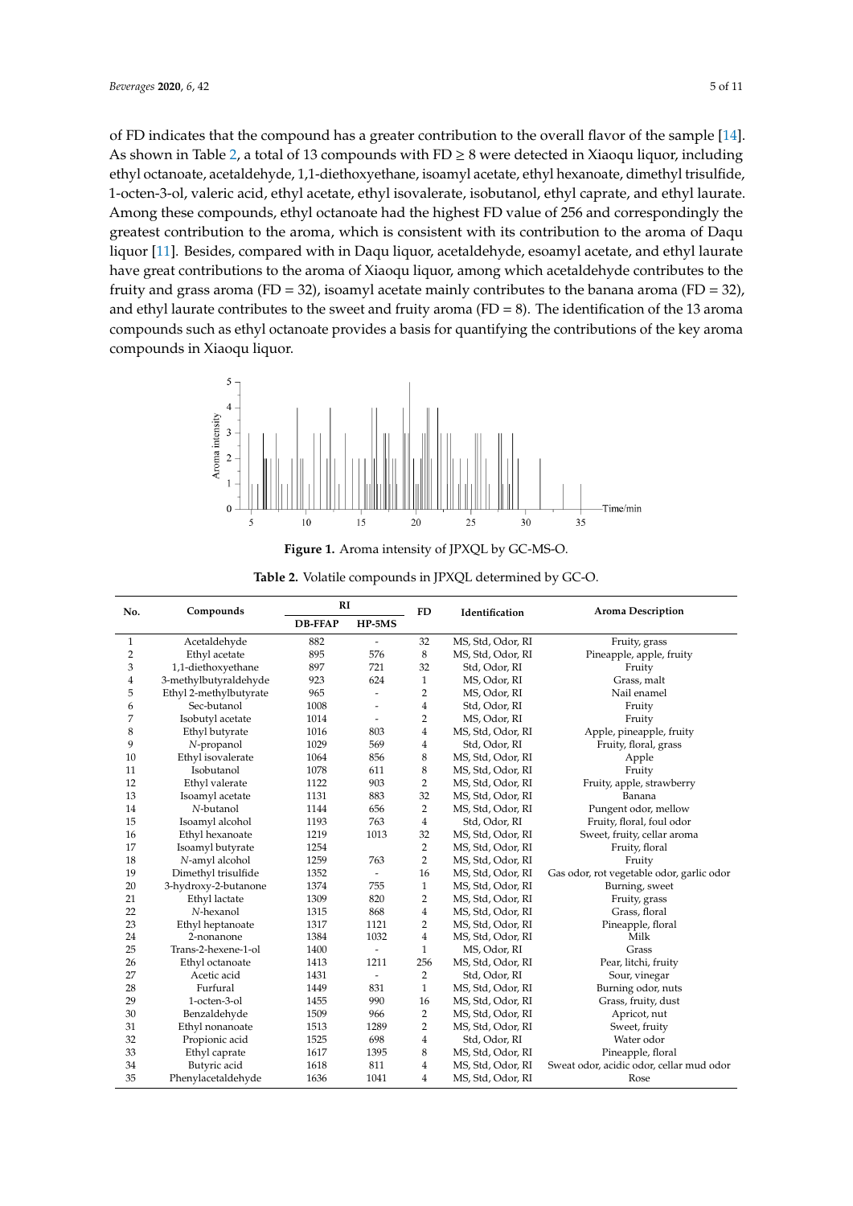of FD indicates that the compound has a greater contribution to the overall flavor of the sample [14]. As shown in Table 2, a total of 13 compounds with FD ≥ 8 were detected in Xiaoqu liquor, including ethyl octanoate, acetaldehyde, 1,1-diethoxyethane, isoamyl acetate, ethyl hexanoate, dimethyl trisulfide, 1-octen-3-ol, valeric acid, ethyl acetate, ethyl isovalerate, isobutanol, ethyl caprate, and ethyl laurate. Among these compounds, ethyl octanoate had the highest FD value of 256 and correspondingly the greatest contribution to the aroma, which is consistent with its contribution to the aroma of Daqu liquor [11]. Besides, compared with in Daqu liquor, acetaldehyde, esoamyl acetate, and ethyl laurate have great contributions to the aroma of Xiaoqu liquor, among which acetaldehyde contributes to the fruity and grass aroma (FD = 32), isoamyl acetate mainly contributes to the banana aroma (FD = 32), and ethyl laurate contributes to the sweet and fruity aroma (FD = 8). The identification of the 13 aroma compounds such as ethyl octanoate provides a basis for quantifying the contributions of the key aroma compounds in Xiaoqu liquor.

**Figure 1.** Aroma intensity of JPXQL by GC-MS-O.

**Table 2.** Volatile compounds in JPXQL determined by GC-O.

| No. | Compounds | RI | | FD | Identification | Aroma Description |
|---|---|---|---|---|---|---|
| | | DB-FFAP | HP-5MS | | | |
| 1 | Acetaldehyde | 882 | - | 32 | MS, Std, Odor, RI | Fruity, grass |
| 2 | Ethyl acetate | 895 | 576 | 8 | MS, Std, Odor, RI | Pineapple, apple, fruity |
| 3 | 1,1-diethoxyethane | 897 | 721 | 32 | Std, Odor, RI | Fruity |
| 4 | 3-methylbutyraldehyde | 923 | 624 | 1 | MS, Odor, RI | Grass, malt |
| 5 | Ethyl 2-methylbutyrate | 965 | - | 2 | MS, Odor, RI | Nail enamel |
| 6 | Sec-butanol | 1008 | - | 4 | Std, Odor, RI | Fruity |
| 7 | Isobutyl acetate | 1014 | - | 2 | MS, Odor, RI | Fruity |
| 8 | Ethyl butyrate | 1016 | 803 | 4 | MS, Std, Odor, RI | Apple, pineapple, fruity |
| 9 | *N*-propanol | 1029 | 569 | 4 | Std, Odor, RI | Fruity, floral, grass |
| 10 | Ethyl isovalerate | 1064 | 856 | 8 | MS, Std, Odor, RI | Apple |
| 11 | Isobutanol | 1078 | 611 | 8 | MS, Std, Odor, RI | Fruity |
| 12 | Ethyl valerate | 1122 | 903 | 2 | MS, Std, Odor, RI | Fruity, apple, strawberry |
| 13 | Isoamyl acetate | 1131 | 883 | 32 | MS, Std, Odor, RI | Banana |
| 14 | *N*-butanol | 1144 | 656 | 2 | MS, Std, Odor, RI | Pungent odor, mellow |
| 15 | Isoamyl alcohol | 1193 | 763 | 4 | Std, Odor, RI | Fruity, floral, foul odor |
| 16 | Ethyl hexanoate | 1219 | 1013 | 32 | MS, Std, Odor, RI | Sweet, fruity, cellar aroma |
| 17 | Isoamyl butyrate | 1254 | | 2 | MS, Std, Odor, RI | Fruity, floral |
| 18 | *N*-amyl alcohol | 1259 | 763 | 2 | MS, Std, Odor, RI | Fruity |
| 19 | Dimethyl trisulfide | 1352 | - | 16 | MS, Std, Odor, RI | Gas odor, rot vegetable odor, garlic odor |
| 20 | 3-hydroxy-2-butanone | 1374 | 755 | 1 | MS, Std, Odor, RI | Burning, sweet |
| 21 | Ethyl lactate | 1309 | 820 | 2 | MS, Std, Odor, RI | Fruity, grass |
| 22 | *N*-hexanol | 1315 | 868 | 4 | MS, Std, Odor, RI | Grass, floral |
| 23 | Ethyl heptanoate | 1317 | 1121 | 2 | MS, Std, Odor, RI | Pineapple, floral |
| 24 | 2-nonanone | 1384 | 1032 | 4 | MS, Std, Odor, RI | Milk |
| 25 | Trans-2-hexene-1-ol | 1400 | - | 1 | MS, Odor, RI | Grass |
| 26 | Ethyl octanoate | 1413 | 1211 | 256 | MS, Std, Odor, RI | Pear, litchi, fruity |
| 27 | Acetic acid | 1431 | - | 2 | Std, Odor, RI | Sour, vinegar |
| 28 | Furfural | 1449 | 831 | 1 | MS, Std, Odor, RI | Burning odor, nuts |
| 29 | 1-octen-3-ol | 1455 | 990 | 16 | MS, Std, Odor, RI | Grass, fruity, dust |
| 30 | Benzaldehyde | 1509 | 966 | 2 | MS, Std, Odor, RI | Apricot, nut |
| 31 | Ethyl nonanoate | 1513 | 1289 | 2 | MS, Std, Odor, RI | Sweet, fruity |
| 32 | Propionic acid | 1525 | 698 | 4 | Std, Odor, RI | Water odor |
| 33 | Ethyl caprate | 1617 | 1395 | 8 | MS, Std, Odor, RI | Pineapple, floral |
| 34 | Butyric acid | 1618 | 811 | 4 | MS, Std, Odor, RI | Sweat odor, acidic odor, cellar mud odor |
| 35 | Phenylacetaldehyde | 1636 | 1041 | 4 | MS, Std, Odor, RI | Rose |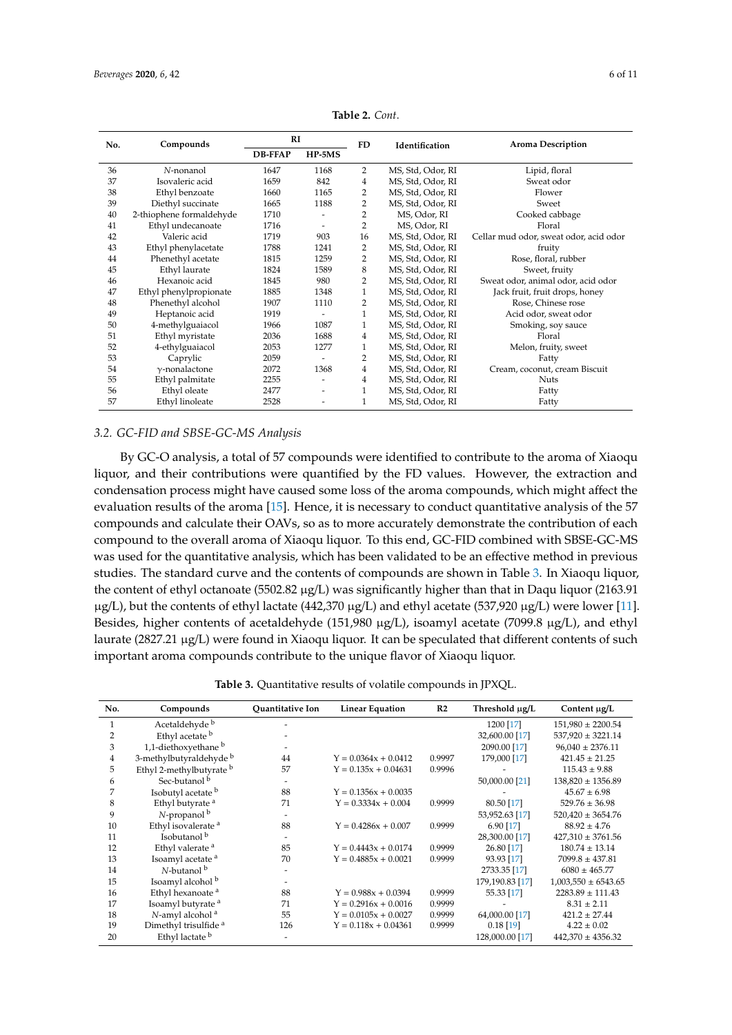**Table 2.** *Cont.*

| No. | Compounds | RI | | FD | Identification | Aroma Description |
|---|---|---|---|---|---|---|
| | | DB-FFAP | HP-5MS | | | |
| 36 | *N*-nonanol | 1647 | 1168 | 2 | MS, Std, Odor, RI | Lipid, floral |
| 37 | Isovaleric acid | 1659 | 842 | 4 | MS, Std, Odor, RI | Sweat odor |
| 38 | Ethyl benzoate | 1660 | 1165 | 2 | MS, Std, Odor, RI | Flower |
| 39 | Diethyl succinate | 1665 | 1188 | 2 | MS, Std, Odor, RI | Sweet |
| 40 | 2-thiophene formaldehyde | 1710 | - | 2 | MS, Odor, RI | Cooked cabbage |
| 41 | Ethyl undecanoate | 1716 | - | 2 | MS, Odor, RI | Floral |
| 42 | Valeric acid | 1719 | 903 | 16 | MS, Std, Odor, RI | Cellar mud odor, sweat odor, acid odor |
| 43 | Ethyl phenylacetate | 1788 | 1241 | 2 | MS, Std, Odor, RI | fruity |
| 44 | Phenethyl acetate | 1815 | 1259 | 2 | MS, Std, Odor, RI | Rose, floral, rubber |
| 45 | Ethyl laurate | 1824 | 1589 | 8 | MS, Std, Odor, RI | Sweet, fruity |
| 46 | Hexanoic acid | 1845 | 980 | 2 | MS, Std, Odor, RI | Sweat odor, animal odor, acid odor |
| 47 | Ethyl phenylpropionate | 1885 | 1348 | 1 | MS, Std, Odor, RI | Jack fruit, fruit drops, honey |
| 48 | Phenethyl alcohol | 1907 | 1110 | 2 | MS, Std, Odor, RI | Rose, Chinese rose |
| 49 | Heptanoic acid | 1919 | - | 1 | MS, Std, Odor, RI | Acid odor, sweat odor |
| 50 | 4-methylguaiacol | 1966 | 1087 | 1 | MS, Std, Odor, RI | Smoking, soy sauce |
| 51 | Ethyl myristate | 2036 | 1688 | 4 | MS, Std, Odor, RI | Floral |
| 52 | 4-ethylguaiacol | 2053 | 1277 | 1 | MS, Std, Odor, RI | Melon, fruity, sweet |
| 53 | Caprylic | 2059 | - | 2 | MS, Std, Odor, RI | Fatty |
| 54 | γ-nonalactone | 2072 | 1368 | 4 | MS, Std, Odor, RI | Cream, coconut, cream Biscuit |
| 55 | Ethyl palmitate | 2255 | - | 4 | MS, Std, Odor, RI | Nuts |
| 56 | Ethyl oleate | 2477 | - | 1 | MS, Std, Odor, RI | Fatty |
| 57 | Ethyl linoleate | 2528 | - | 1 | MS, Std, Odor, RI | Fatty |

### 3.2. GC-FID and SBSE-GC-MS Analysis

By GC-O analysis, a total of 57 compounds were identified to contribute to the aroma of Xiaoqu liquor, and their contributions were quantified by the FD values. However, the extraction and condensation process might have caused some loss of the aroma compounds, which might affect the evaluation results of the aroma [15]. Hence, it is necessary to conduct quantitative analysis of the 57 compounds and calculate their OAVs, so as to more accurately demonstrate the contribution of each compound to the overall aroma of Xiaoqu liquor. To this end, GC-FID combined with SBSE-GC-MS was used for the quantitative analysis, which has been validated to be an effective method in previous studies. The standard curve and the contents of compounds are shown in Table 3. In Xiaoqu liquor, the content of ethyl octanoate (5502.82 μg/L) was significantly higher than that in Daqu liquor (2163.91 μg/L), but the contents of ethyl lactate (442,370 μg/L) and ethyl acetate (537,920 μg/L) were lower [11]. Besides, higher contents of acetaldehyde (151,980 μg/L), isoamyl acetate (7099.8 μg/L), and ethyl laurate (2827.21 μg/L) were found in Xiaoqu liquor. It can be speculated that different contents of such important aroma compounds contribute to the unique flavor of Xiaoqu liquor.

**Table 3.** Quantitative results of volatile compounds in JPXQL.

| No. | Compounds | Quantitative Ion | Linear Equation | R2 | Threshold μg/L | Content μg/L |
|---|---|---|---|---|---|---|
| 1 | Acetaldehyde [b] | - | | | 1200 [17] | 151,980 ± 2200.54 |
| 2 | Ethyl acetate [b] | - | | | 32,600.00 [17] | 537,920 ± 3221.14 |
| 3 | 1,1-diethoxyethane [b] | - | | | 2090.00 [17] | 96,040 ± 2376.11 |
| 4 | 3-methylbutyraldehyde [b] | 44 | Y = 0.0364x + 0.0412 | 0.9997 | 179,000 [17] | 421.45 ± 21.25 |
| 5 | Ethyl 2-methylbutyrate [b] | 57 | Y = 0.135x + 0.04631 | 0.9996 | - | 115.43 ± 9.88 |
| 6 | Sec-butanol [b] | - | | | 50,000.00 [21] | 138,820 ± 1356.89 |
| 7 | Isobutyl acetate [b] | 88 | Y = 0.1356x + 0.0035 | | - | 45.67 ± 6.98 |
| 8 | Ethyl butyrate [a] | 71 | Y = 0.3334x + 0.004 | 0.9999 | 80.50 [17] | 529.76 ± 36.98 |
| 9 | *N*-propanol [b] | - | | | 53,952.63 [17] | 520,420 ± 3654.76 |
| 10 | Ethyl isovalerate [a] | 88 | Y = 0.4286x + 0.007 | 0.9999 | 6.90 [17] | 88.92 ± 4.76 |
| 11 | Isobutanol [b] | - | | | 28,300.00 [17] | 427,310 ± 3761.56 |
| 12 | Ethyl valerate [a] | 85 | Y = 0.4443x + 0.0174 | 0.9999 | 26.80 [17] | 180.74 ± 13.14 |
| 13 | Isoamyl acetate [a] | 70 | Y = 0.4885x + 0.0021 | 0.9999 | 93.93 [17] | 7099.8 ± 437.81 |
| 14 | *N*-butanol [b] | - | | | 2733.35 [17] | 6080 ± 465.77 |
| 15 | Isoamyl alcohol [b] | - | | | 179,190.83 [17] | 1,003,550 ± 6543.65 |
| 16 | Ethyl hexanoate [a] | 88 | Y = 0.988x + 0.0394 | 0.9999 | 55.33 [17] | 2283.89 ± 111.43 |
| 17 | Isoamyl butyrate [a] | 71 | Y = 0.2916x + 0.0016 | 0.9999 | - | 8.31 ± 2.11 |
| 18 | *N*-amyl alcohol [a] | 55 | Y = 0.0105x + 0.0027 | 0.9999 | 64,000.00 [17] | 421.2 ± 27.44 |
| 19 | Dimethyl trisulfide [a] | 126 | Y = 0.118x + 0.04361 | 0.9999 | 0.18 [19] | 4.22 ± 0.02 |
| 20 | Ethyl lactate [b] | - | | | 128,000.00 [17] | 442,370 ± 4356.32 |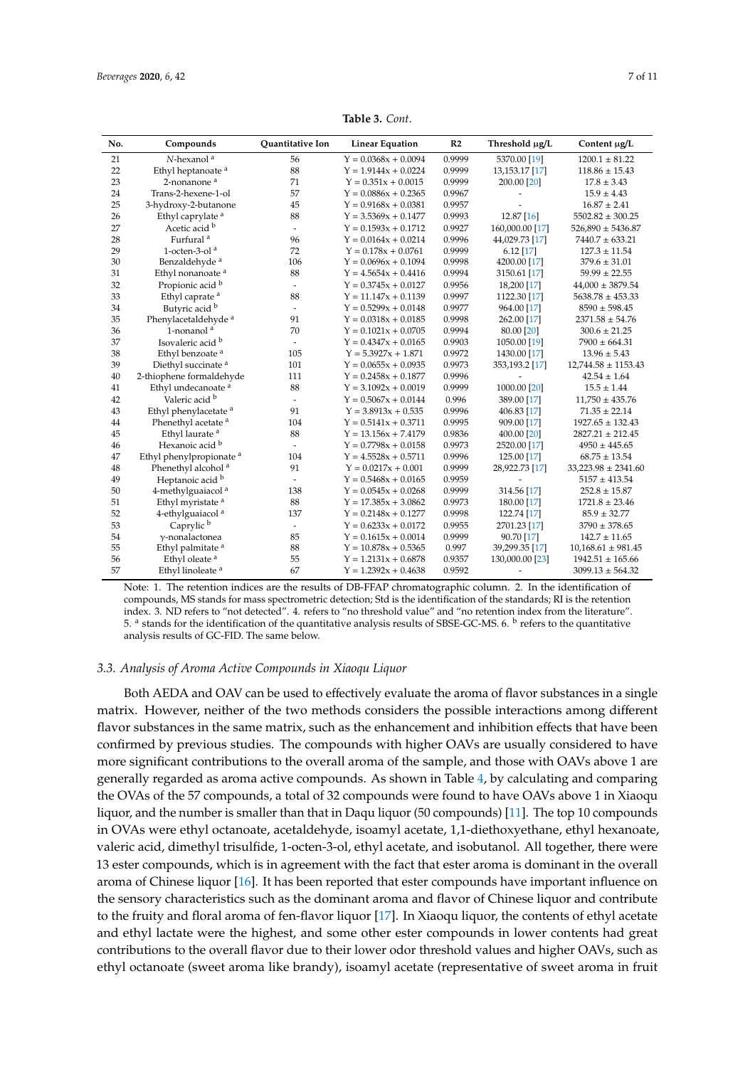**Table 3.** *Cont*.

| No. | Compounds | Quantitative Ion | Linear Equation | R2 | Threshold μg/L | Content μg/L |
|---|---|---|---|---|---|---|
| 21 | *N*-hexanol [a] | 56 | Y = 0.0368x + 0.0094 | 0.9999 | 5370.00 [19] | 1200.1 ± 81.22 |
| 22 | Ethyl heptanoate [a] | 88 | Y = 1.9144x + 0.0224 | 0.9999 | 13,153.17 [17] | 118.86 ± 15.43 |
| 23 | 2-nonanone [a] | 71 | Y = 0.351x + 0.0015 | 0.9999 | 200.00 [20] | 17.8 ± 3.43 |
| 24 | Trans-2-hexene-1-ol | 57 | Y = 0.0886x + 0.2365 | 0.9967 | - | 15.9 ± 4.43 |
| 25 | 3-hydroxy-2-butanone | 45 | Y = 0.9168x + 0.0381 | 0.9957 | - | 16.87 ± 2.41 |
| 26 | Ethyl caprylate [a] | 88 | Y = 3.5369x + 0.1477 | 0.9993 | 12.87 [16] | 5502.82 ± 300.25 |
| 27 | Acetic acid [b] | - | Y = 0.1593x + 0.1712 | 0.9927 | 160,000.00 [17] | 526,890 ± 5436.87 |
| 28 | Furfural [a] | 96 | Y = 0.0164x + 0.0214 | 0.9996 | 44,029.73 [17] | 7440.7 ± 633.21 |
| 29 | 1-octen-3-ol [a] | 72 | Y = 0.178x + 0.0761 | 0.9999 | 6.12 [17] | 127.3 ± 11.54 |
| 30 | Benzaldehyde [a] | 106 | Y = 0.0696x + 0.1094 | 0.9998 | 4200.00 [17] | 379.6 ± 31.01 |
| 31 | Ethyl nonanoate [a] | 88 | Y = 4.5654x + 0.4416 | 0.9994 | 3150.61 [17] | 59.99 ± 22.55 |
| 32 | Propionic acid [b] | - | Y = 0.3745x + 0.0127 | 0.9956 | 18,200 [17] | 44,000 ± 3879.54 |
| 33 | Ethyl caprate [a] | 88 | Y = 11.147x + 0.1139 | 0.9997 | 1122.30 [17] | 5638.78 ± 453.33 |
| 34 | Butyric acid [b] | - | Y = 0.5299x + 0.0148 | 0.9977 | 964.00 [17] | 8590 ± 598.45 |
| 35 | Phenylacetaldehyde [a] | 91 | Y = 0.0318x + 0.0185 | 0.9998 | 262.00 [17] | 2371.58 ± 54.76 |
| 36 | 1-nonanol [a] | 70 | Y = 0.1021x + 0.0705 | 0.9994 | 80.00 [20] | 300.6 ± 21.25 |
| 37 | Isovaleric acid [b] | - | Y = 0.4347x + 0.0165 | 0.9903 | 1050.00 [19] | 7900 ± 664.31 |
| 38 | Ethyl benzoate [a] | 105 | Y = 5.3927x + 1.871 | 0.9972 | 1430.00 [17] | 13.96 ± 5.43 |
| 39 | Diethyl succinate [a] | 101 | Y = 0.0655x + 0.0935 | 0.9973 | 353,193.2 [17] | 12,744.58 ± 1153.43 |
| 40 | 2-thiophene formaldehyde | 111 | Y = 0.2458x + 0.1877 | 0.9996 | - | 42.54 ± 1.64 |
| 41 | Ethyl undecanoate [a] | 88 | Y = 3.1092x + 0.0019 | 0.9999 | 1000.00 [20] | 15.5 ± 1.44 |
| 42 | Valeric acid [b] | - | Y = 0.5067x + 0.0144 | 0.996 | 389.00 [17] | 11,750 ± 435.76 |
| 43 | Ethyl phenylacetate [a] | 91 | Y = 3.8913x + 0.535 | 0.9996 | 406.83 [17] | 71.35 ± 22.14 |
| 44 | Phenethyl acetate [a] | 104 | Y = 0.5141x + 0.3711 | 0.9995 | 909.00 [17] | 1927.65 ± 132.43 |
| 45 | Ethyl laurate [a] | 88 | Y = 13.156x + 7.4179 | 0.9836 | 400.00 [20] | 2827.21 ± 212.45 |
| 46 | Hexanoic acid [b] | - | Y = 0.7798x + 0.0158 | 0.9973 | 2520.00 [17] | 4950 ± 445.65 |
| 47 | Ethyl phenylpropionate [a] | 104 | Y = 4.5528x + 0.5711 | 0.9996 | 125.00 [17] | 68.75 ± 13.54 |
| 48 | Phenethyl alcohol [a] | 91 | Y = 0.0217x + 0.001 | 0.9999 | 28,922.73 [17] | 33,223.98 ± 2341.60 |
| 49 | Heptanoic acid [b] | - | Y = 0.5468x + 0.0165 | 0.9959 | - | 5157 ± 413.54 |
| 50 | 4-methylguaiacol [a] | 138 | Y = 0.0545x + 0.0268 | 0.9999 | 314.56 [17] | 252.8 ± 15.87 |
| 51 | Ethyl myristate [a] | 88 | Y = 17.385x + 3.0862 | 0.9973 | 180.00 [17] | 1721.8 ± 23.46 |
| 52 | 4-ethylguaiacol [a] | 137 | Y = 0.2148x + 0.1277 | 0.9998 | 122.74 [17] | 85.9 ± 32.77 |
| 53 | Caprylic [b] | - | Y = 0.6233x + 0.0172 | 0.9955 | 2701.23 [17] | 3790 ± 378.65 |
| 54 | γ-nonalactonea | 85 | Y = 0.1615x + 0.0014 | 0.9999 | 90.70 [17] | 142.7 ± 11.65 |
| 55 | Ethyl palmitate [a] | 88 | Y = 10.878x + 0.5365 | 0.997 | 39,299.35 [17] | 10,168.61 ± 981.45 |
| 56 | Ethyl oleate [a] | 55 | Y = 1.2131x + 0.6878 | 0.9357 | 130,000.00 [23] | 1942.51 ± 165.66 |
| 57 | Ethyl linoleate [a] | 67 | Y = 1.2392x + 0.4638 | 0.9592 | - | 3099.13 ± 564.32 |

Note: 1. The retention indices are the results of DB-FFAP chromatographic column. 2. In the identification of compounds, MS stands for mass spectrometric detection; Std is the identification of the standards; RI is the retention index. 3. ND refers to "not detected". 4. refers to "no threshold value" and "no retention index from the literature". 5. [a] stands for the identification of the quantitative analysis results of SBSE-GC-MS. 6. [b] refers to the quantitative analysis results of GC-FID. The same below.

### 3.3. Analysis of Aroma Active Compounds in Xiaoqu Liquor

Both AEDA and OAV can be used to effectively evaluate the aroma of flavor substances in a single matrix. However, neither of the two methods considers the possible interactions among different flavor substances in the same matrix, such as the enhancement and inhibition effects that have been confirmed by previous studies. The compounds with higher OAVs are usually considered to have more significant contributions to the overall aroma of the sample, and those with OAVs above 1 are generally regarded as aroma active compounds. As shown in Table 4, by calculating and comparing the OVAs of the 57 compounds, a total of 32 compounds were found to have OAVs above 1 in Xiaoqu liquor, and the number is smaller than that in Daqu liquor (50 compounds) [11]. The top 10 compounds in OVAs were ethyl octanoate, acetaldehyde, isoamyl acetate, 1,1-diethoxyethane, ethyl hexanoate, valeric acid, dimethyl trisulfide, 1-octen-3-ol, ethyl acetate, and isobutanol. All together, there were 13 ester compounds, which is in agreement with the fact that ester aroma is dominant in the overall aroma of Chinese liquor [16]. It has been reported that ester compounds have important influence on the sensory characteristics such as the dominant aroma and flavor of Chinese liquor and contribute to the fruity and floral aroma of fen-flavor liquor [17]. In Xiaoqu liquor, the contents of ethyl acetate and ethyl lactate were the highest, and some other ester compounds in lower contents had great contributions to the overall flavor due to their lower odor threshold values and higher OAVs, such as ethyl octanoate (sweet aroma like brandy), isoamyl acetate (representative of sweet aroma in fruit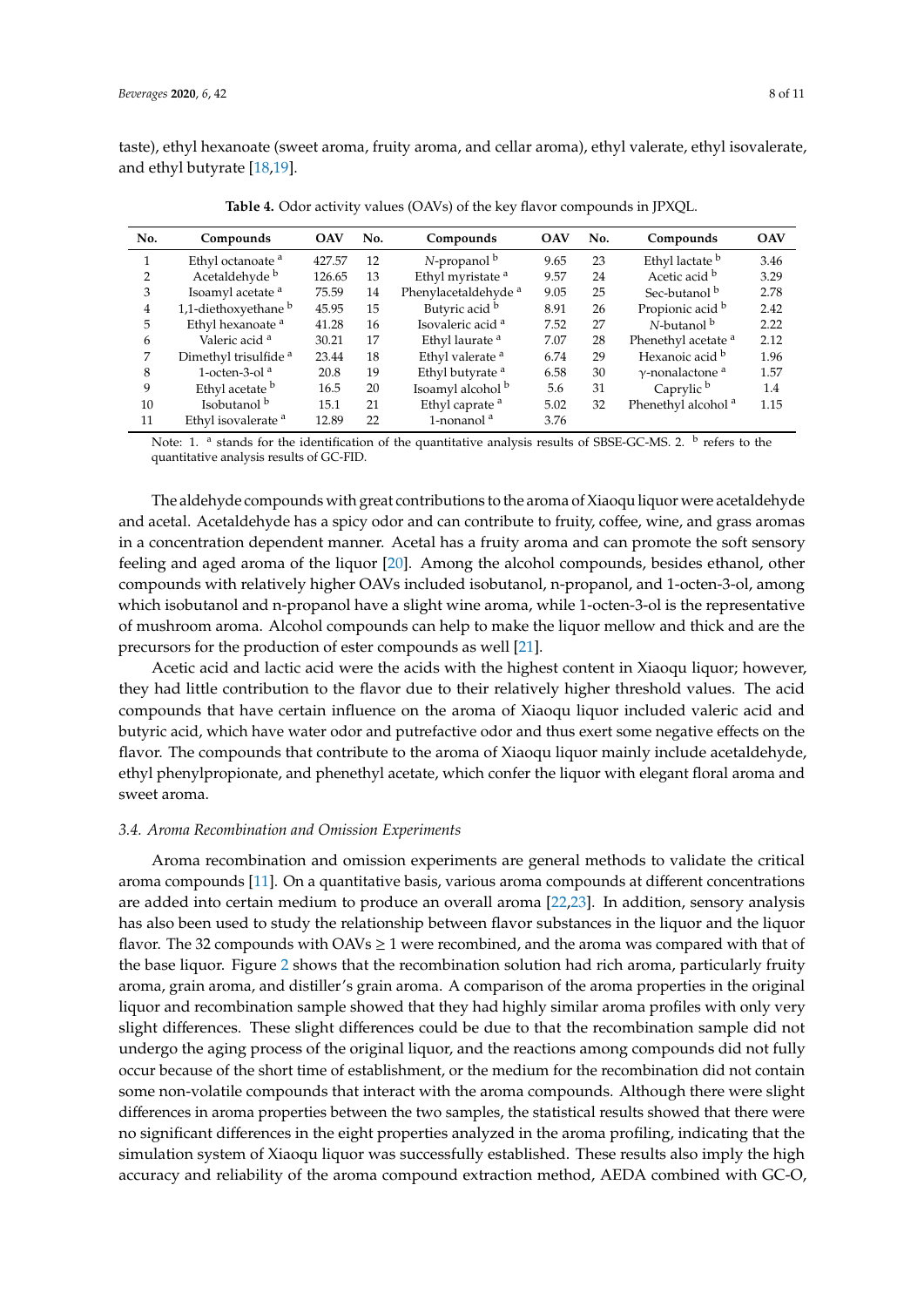taste), ethyl hexanoate (sweet aroma, fruity aroma, and cellar aroma), ethyl valerate, ethyl isovalerate, and ethyl butyrate [18,19].

**Table 4.** Odor activity values (OAVs) of the key flavor compounds in JPXQL.

| No. | Compounds | OAV | No. | Compounds | OAV | No. | Compounds | OAV |
|---|---|---|---|---|---|---|---|---|
| 1 | Ethyl octanoate [a] | 427.57 | 12 | *N*-propanol [b] | 9.65 | 23 | Ethyl lactate [b] | 3.46 |
| 2 | Acetaldehyde [b] | 126.65 | 13 | Ethyl myristate [a] | 9.57 | 24 | Acetic acid [b] | 3.29 |
| 3 | Isoamyl acetate [a] | 75.59 | 14 | Phenylacetaldehyde [a] | 9.05 | 25 | Sec-butanol [b] | 2.78 |
| 4 | 1,1-diethoxyethane [b] | 45.95 | 15 | Butyric acid [b] | 8.91 | 26 | Propionic acid [b] | 2.42 |
| 5 | Ethyl hexanoate [a] | 41.28 | 16 | Isovaleric acid [a] | 7.52 | 27 | *N*-butanol [b] | 2.22 |
| 6 | Valeric acid [a] | 30.21 | 17 | Ethyl laurate [a] | 7.07 | 28 | Phenethyl acetate [a] | 2.12 |
| 7 | Dimethyl trisulfide [a] | 23.44 | 18 | Ethyl valerate [a] | 6.74 | 29 | Hexanoic acid [b] | 1.96 |
| 8 | 1-octen-3-ol [a] | 20.8 | 19 | Ethyl butyrate [a] | 6.58 | 30 | γ-nonalactone [a] | 1.57 |
| 9 | Ethyl acetate [b] | 16.5 | 20 | Isoamyl alcohol [b] | 5.6 | 31 | Caprylic [b] | 1.4 |
| 10 | Isobutanol [b] | 15.1 | 21 | Ethyl caprate [a] | 5.02 | 32 | Phenethyl alcohol [a] | 1.15 |
| 11 | Ethyl isovalerate [a] | 12.89 | 22 | 1-nonanol [a] | 3.76 | | | |

Note: 1. [a] stands for the identification of the quantitative analysis results of SBSE-GC-MS. 2. [b] refers to the quantitative analysis results of GC-FID.

The aldehyde compounds with great contributions to the aroma of Xiaoqu liquor were acetaldehyde and acetal. Acetaldehyde has a spicy odor and can contribute to fruity, coffee, wine, and grass aromas in a concentration dependent manner. Acetal has a fruity aroma and can promote the soft sensory feeling and aged aroma of the liquor [20]. Among the alcohol compounds, besides ethanol, other compounds with relatively higher OAVs included isobutanol, n-propanol, and 1-octen-3-ol, among which isobutanol and n-propanol have a slight wine aroma, while 1-octen-3-ol is the representative of mushroom aroma. Alcohol compounds can help to make the liquor mellow and thick and are the precursors for the production of ester compounds as well [21].

Acetic acid and lactic acid were the acids with the highest content in Xiaoqu liquor; however, they had little contribution to the flavor due to their relatively higher threshold values. The acid compounds that have certain influence on the aroma of Xiaoqu liquor included valeric acid and butyric acid, which have water odor and putrefactive odor and thus exert some negative effects on the flavor. The compounds that contribute to the aroma of Xiaoqu liquor mainly include acetaldehyde, ethyl phenylpropionate, and phenethyl acetate, which confer the liquor with elegant floral aroma and sweet aroma.

### *3.4. Aroma Recombination and Omission Experiments*

Aroma recombination and omission experiments are general methods to validate the critical aroma compounds [11]. On a quantitative basis, various aroma compounds at different concentrations are added into certain medium to produce an overall aroma [22,23]. In addition, sensory analysis has also been used to study the relationship between flavor substances in the liquor and the liquor flavor. The 32 compounds with OAVs ≥ 1 were recombined, and the aroma was compared with that of the base liquor. Figure 2 shows that the recombination solution had rich aroma, particularly fruity aroma, grain aroma, and distiller's grain aroma. A comparison of the aroma properties in the original liquor and recombination sample showed that they had highly similar aroma profiles with only very slight differences. These slight differences could be due to that the recombination sample did not undergo the aging process of the original liquor, and the reactions among compounds did not fully occur because of the short time of establishment, or the medium for the recombination did not contain some non-volatile compounds that interact with the aroma compounds. Although there were slight differences in aroma properties between the two samples, the statistical results showed that there were no significant differences in the eight properties analyzed in the aroma profiling, indicating that the simulation system of Xiaoqu liquor was successfully established. These results also imply the high accuracy and reliability of the aroma compound extraction method, AEDA combined with GC-O,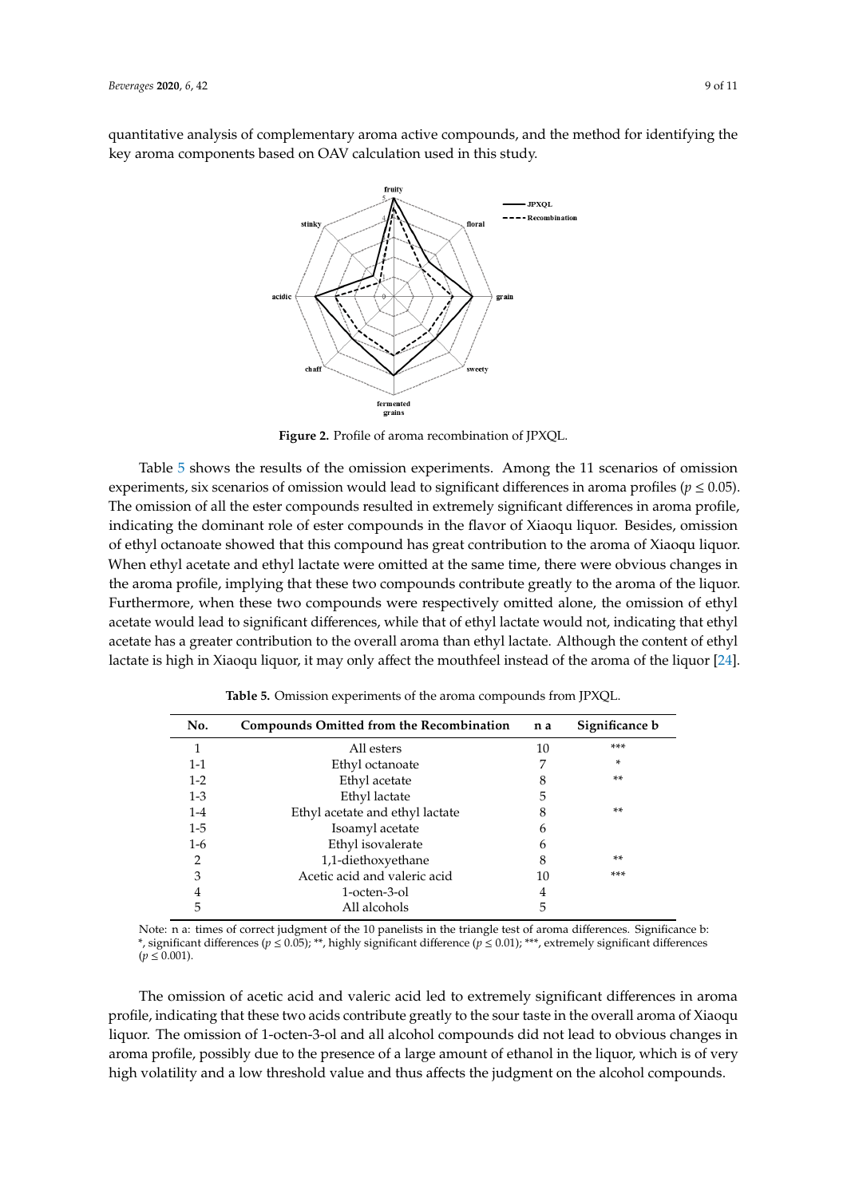quantitative analysis of complementary aroma active compounds, and the method for identifying the key aroma components based on OAV calculation used in this study.

**Figure 2.** Profile of aroma recombination of JPXQL.

Table 5 shows the results of the omission experiments. Among the 11 scenarios of omission experiments, six scenarios of omission would lead to significant differences in aroma profiles ($p \leq 0.05$). The omission of all the ester compounds resulted in extremely significant differences in aroma profile, indicating the dominant role of ester compounds in the flavor of Xiaoqu liquor. Besides, omission of ethyl octanoate showed that this compound has great contribution to the aroma of Xiaoqu liquor. When ethyl acetate and ethyl lactate were omitted at the same time, there were obvious changes in the aroma profile, implying that these two compounds contribute greatly to the aroma of the liquor. Furthermore, when these two compounds were respectively omitted alone, the omission of ethyl acetate would lead to significant differences, while that of ethyl lactate would not, indicating that ethyl acetate has a greater contribution to the overall aroma than ethyl lactate. Although the content of ethyl lactate is high in Xiaoqu liquor, it may only affect the mouthfeel instead of the aroma of the liquor [24].

**Table 5.** Omission experiments of the aroma compounds from JPXQL.

| No. | Compounds Omitted from the Recombination | n a | Significance b |
|---|---|---|---|
| 1 | All esters | 10 | *** |
| 1-1 | Ethyl octanoate | 7 | * |
| 1-2 | Ethyl acetate | 8 | ** |
| 1-3 | Ethyl lactate | 5 | |
| 1-4 | Ethyl acetate and ethyl lactate | 8 | ** |
| 1-5 | Isoamyl acetate | 6 | |
| 1-6 | Ethyl isovalerate | 6 | |
| 2 | 1,1-diethoxyethane | 8 | ** |
| 3 | Acetic acid and valeric acid | 10 | *** |
| 4 | 1-octen-3-ol | 4 | |
| 5 | All alcohols | 5 | |

Note: n a: times of correct judgment of the 10 panelists in the triangle test of aroma differences. Significance b: *, significant differences ($p \leq 0.05$); **, highly significant difference ($p \leq 0.01$); ***, extremely significant differences ($p \leq 0.001$).

The omission of acetic acid and valeric acid led to extremely significant differences in aroma profile, indicating that these two acids contribute greatly to the sour taste in the overall aroma of Xiaoqu liquor. The omission of 1-octen-3-ol and all alcohol compounds did not lead to obvious changes in aroma profile, possibly due to the presence of a large amount of ethanol in the liquor, which is of very high volatility and a low threshold value and thus affects the judgment on the alcohol compounds.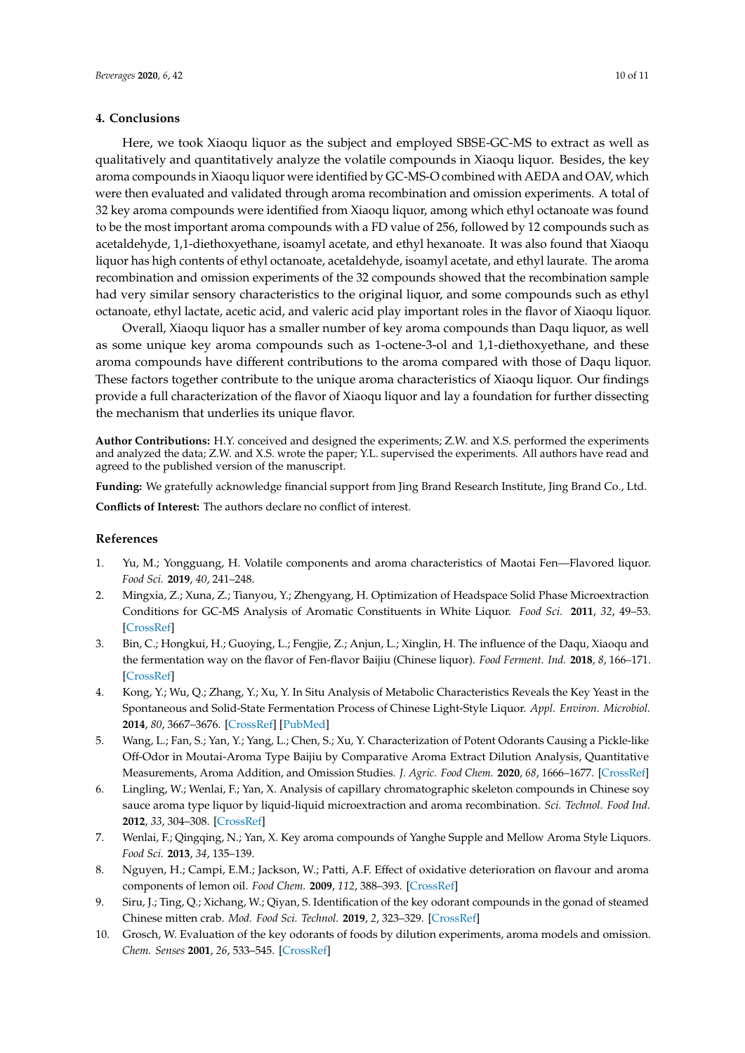## 4. Conclusions

Here, we took Xiaoqu liquor as the subject and employed SBSE-GC-MS to extract as well as qualitatively and quantitatively analyze the volatile compounds in Xiaoqu liquor. Besides, the key aroma compounds in Xiaoqu liquor were identified by GC-MS-O combined with AEDA and OAV, which were then evaluated and validated through aroma recombination and omission experiments. A total of 32 key aroma compounds were identified from Xiaoqu liquor, among which ethyl octanoate was found to be the most important aroma compounds with a FD value of 256, followed by 12 compounds such as acetaldehyde, 1,1-diethoxyethane, isoamyl acetate, and ethyl hexanoate. It was also found that Xiaoqu liquor has high contents of ethyl octanoate, acetaldehyde, isoamyl acetate, and ethyl laurate. The aroma recombination and omission experiments of the 32 compounds showed that the recombination sample had very similar sensory characteristics to the original liquor, and some compounds such as ethyl octanoate, ethyl lactate, acetic acid, and valeric acid play important roles in the flavor of Xiaoqu liquor.

Overall, Xiaoqu liquor has a smaller number of key aroma compounds than Daqu liquor, as well as some unique key aroma compounds such as 1-octene-3-ol and 1,1-diethoxyethane, and these aroma compounds have different contributions to the aroma compared with those of Daqu liquor. These factors together contribute to the unique aroma characteristics of Xiaoqu liquor. Our findings provide a full characterization of the flavor of Xiaoqu liquor and lay a foundation for further dissecting the mechanism that underlies its unique flavor.

**Author Contributions:** H.Y. conceived and designed the experiments; Z.W. and X.S. performed the experiments and analyzed the data; Z.W. and X.S. wrote the paper; Y.L. supervised the experiments. All authors have read and agreed to the published version of the manuscript.

**Funding:** We gratefully acknowledge financial support from Jing Brand Research Institute, Jing Brand Co., Ltd.

**Conflicts of Interest:** The authors declare no conflict of interest.

## References

1. Yu, M.; Yongguang, H. Volatile components and aroma characteristics of Maotai Fen—Flavored liquor. *Food Sci.* **2019**, *40*, 241–248.
2. Mingxia, Z.; Xuna, Z.; Tianyou, Y.; Zhengyang, H. Optimization of Headspace Solid Phase Microextraction Conditions for GC-MS Analysis of Aromatic Constituents in White Liquor. *Food Sci.* **2011**, *32*, 49–53. [CrossRef]
3. Bin, C.; Hongkui, H.; Guoying, L.; Fengjie, Z.; Anjun, L.; Xinglin, H. The influence of the Daqu, Xiaoqu and the fermentation way on the flavor of Fen-flavor Baijiu (Chinese liquor). *Food Ferment. Ind.* **2018**, *8*, 166–171. [CrossRef]
4. Kong, Y.; Wu, Q.; Zhang, Y.; Xu, Y. In Situ Analysis of Metabolic Characteristics Reveals the Key Yeast in the Spontaneous and Solid-State Fermentation Process of Chinese Light-Style Liquor. *Appl. Environ. Microbiol.* **2014**, *80*, 3667–3676. [CrossRef] [PubMed]
5. Wang, L.; Fan, S.; Yan, Y.; Yang, L.; Chen, S.; Xu, Y. Characterization of Potent Odorants Causing a Pickle-like Off-Odor in Moutai-Aroma Type Baijiu by Comparative Aroma Extract Dilution Analysis, Quantitative Measurements, Aroma Addition, and Omission Studies. *J. Agric. Food Chem.* **2020**, *68*, 1666–1677. [CrossRef]
6. Lingling, W.; Wenlai, F.; Yan, X. Analysis of capillary chromatographic skeleton compounds in Chinese soy sauce aroma type liquor by liquid-liquid microextraction and aroma recombination. *Sci. Technol. Food Ind.* **2012**, *33*, 304–308. [CrossRef]
7. Wenlai, F.; Qingqing, N.; Yan, X. Key aroma compounds of Yanghe Supple and Mellow Aroma Style Liquors. *Food Sci.* **2013**, *34*, 135–139.
8. Nguyen, H.; Campi, E.M.; Jackson, W.; Patti, A.F. Effect of oxidative deterioration on flavour and aroma components of lemon oil. *Food Chem.* **2009**, *112*, 388–393. [CrossRef]
9. Siru, J.; Ting, Q.; Xichang, W.; Qiyan, S. Identification of the key odorant compounds in the gonad of steamed Chinese mitten crab. *Mod. Food Sci. Technol.* **2019**, *2*, 323–329. [CrossRef]
10. Grosch, W. Evaluation of the key odorants of foods by dilution experiments, aroma models and omission. *Chem. Senses* **2001**, *26*, 533–545. [CrossRef]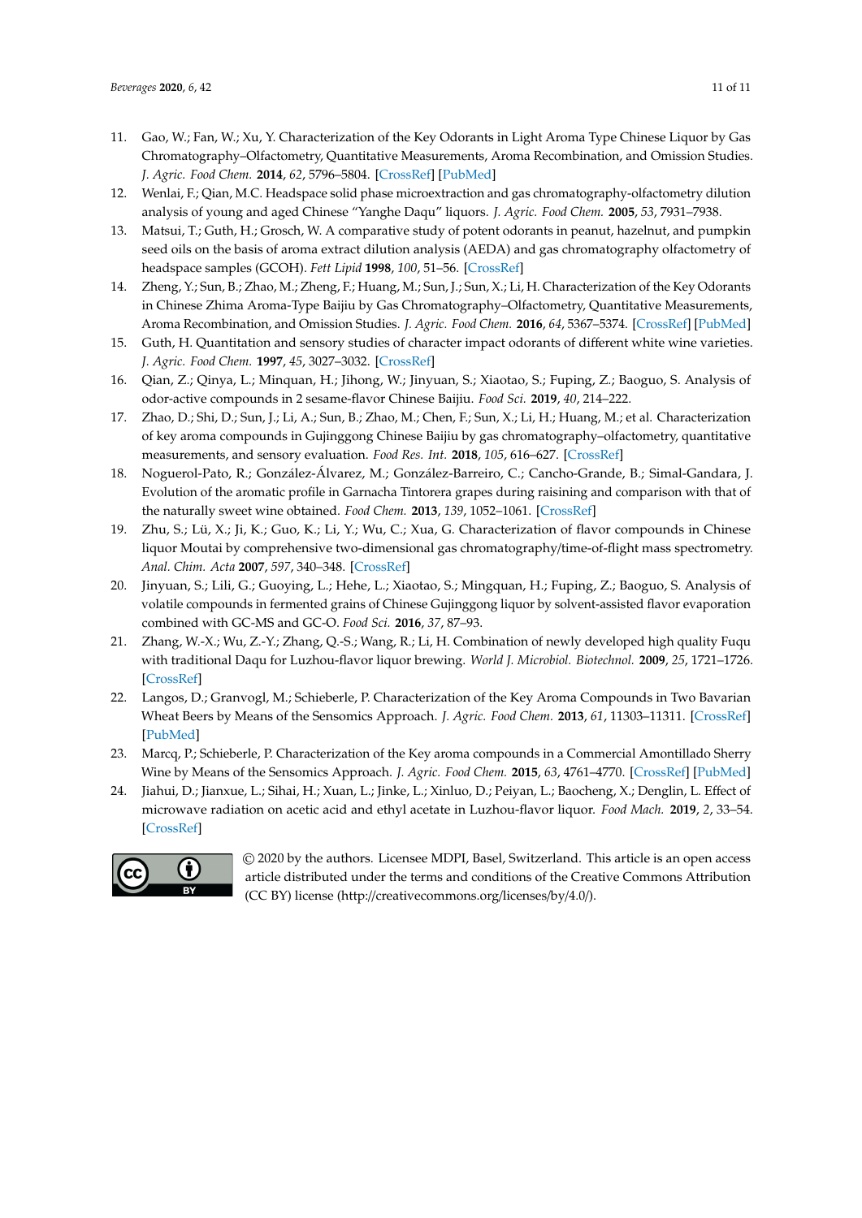11. Gao, W.; Fan, W.; Xu, Y. Characterization of the Key Odorants in Light Aroma Type Chinese Liquor by Gas Chromatography–Olfactometry, Quantitative Measurements, Aroma Recombination, and Omission Studies. *J. Agric. Food Chem.* **2014**, *62*, 5796–5804. [CrossRef] [PubMed]
12. Wenlai, F.; Qian, M.C. Headspace solid phase microextraction and gas chromatography-olfactometry dilution analysis of young and aged Chinese "Yanghe Daqu" liquors. *J. Agric. Food Chem.* **2005**, *53*, 7931–7938.
13. Matsui, T.; Guth, H.; Grosch, W. A comparative study of potent odorants in peanut, hazelnut, and pumpkin seed oils on the basis of aroma extract dilution analysis (AEDA) and gas chromatography olfactometry of headspace samples (GCOH). *Fett Lipid* **1998**, *100*, 51–56. [CrossRef]
14. Zheng, Y.; Sun, B.; Zhao, M.; Zheng, F.; Huang, M.; Sun, J.; Sun, X.; Li, H. Characterization of the Key Odorants in Chinese Zhima Aroma-Type Baijiu by Gas Chromatography–Olfactometry, Quantitative Measurements, Aroma Recombination, and Omission Studies. *J. Agric. Food Chem.* **2016**, *64*, 5367–5374. [CrossRef] [PubMed]
15. Guth, H. Quantitation and sensory studies of character impact odorants of different white wine varieties. *J. Agric. Food Chem.* **1997**, *45*, 3027–3032. [CrossRef]
16. Qian, Z.; Qinya, L.; Minquan, H.; Jihong, W.; Jinyuan, S.; Xiaotao, S.; Fuping, Z.; Baoguo, S. Analysis of odor-active compounds in 2 sesame-flavor Chinese Baijiu. *Food Sci.* **2019**, *40*, 214–222.
17. Zhao, D.; Shi, D.; Sun, J.; Li, A.; Sun, B.; Zhao, M.; Chen, F.; Sun, X.; Li, H.; Huang, M.; et al. Characterization of key aroma compounds in Gujinggong Chinese Baijiu by gas chromatography–olfactometry, quantitative measurements, and sensory evaluation. *Food Res. Int.* **2018**, *105*, 616–627. [CrossRef]
18. Noguerol-Pato, R.; González-Álvarez, M.; González-Barreiro, C.; Cancho-Grande, B.; Simal-Gandara, J. Evolution of the aromatic profile in Garnacha Tintorera grapes during raisining and comparison with that of the naturally sweet wine obtained. *Food Chem.* **2013**, *139*, 1052–1061. [CrossRef]
19. Zhu, S.; Lü, X.; Ji, K.; Guo, K.; Li, Y.; Wu, C.; Xua, G. Characterization of flavor compounds in Chinese liquor Moutai by comprehensive two-dimensional gas chromatography/time-of-flight mass spectrometry. *Anal. Chim. Acta* **2007**, *597*, 340–348. [CrossRef]
20. Jinyuan, S.; Lili, G.; Guoying, L.; Hehe, L.; Xiaotao, S.; Mingquan, H.; Fuping, Z.; Baoguo, S. Analysis of volatile compounds in fermented grains of Chinese Gujinggong liquor by solvent-assisted flavor evaporation combined with GC-MS and GC-O. *Food Sci.* **2016**, *37*, 87–93.
21. Zhang, W.-X.; Wu, Z.-Y.; Zhang, Q.-S.; Wang, R.; Li, H. Combination of newly developed high quality Fuqu with traditional Daqu for Luzhou-flavor liquor brewing. *World J. Microbiol. Biotechnol.* **2009**, *25*, 1721–1726. [CrossRef]
22. Langos, D.; Granvogl, M.; Schieberle, P. Characterization of the Key Aroma Compounds in Two Bavarian Wheat Beers by Means of the Sensomics Approach. *J. Agric. Food Chem.* **2013**, *61*, 11303–11311. [CrossRef] [PubMed]
23. Marcq, P.; Schieberle, P. Characterization of the Key aroma compounds in a Commercial Amontillado Sherry Wine by Means of the Sensomics Approach. *J. Agric. Food Chem.* **2015**, *63*, 4761–4770. [CrossRef] [PubMed]
24. Jiahui, D.; Jianxue, L.; Sihai, H.; Xuan, L.; Jinke, L.; Xinluo, D.; Peiyan, L.; Baocheng, X.; Denglin, L. Effect of microwave radiation on acetic acid and ethyl acetate in Luzhou-flavor liquor. *Food Mach.* **2019**, *2*, 33–54. [CrossRef]

© 2020 by the authors. Licensee MDPI, Basel, Switzerland. This article is an open access article distributed under the terms and conditions of the Creative Commons Attribution (CC BY) license (http://creativecommons.org/licenses/by/4.0/).